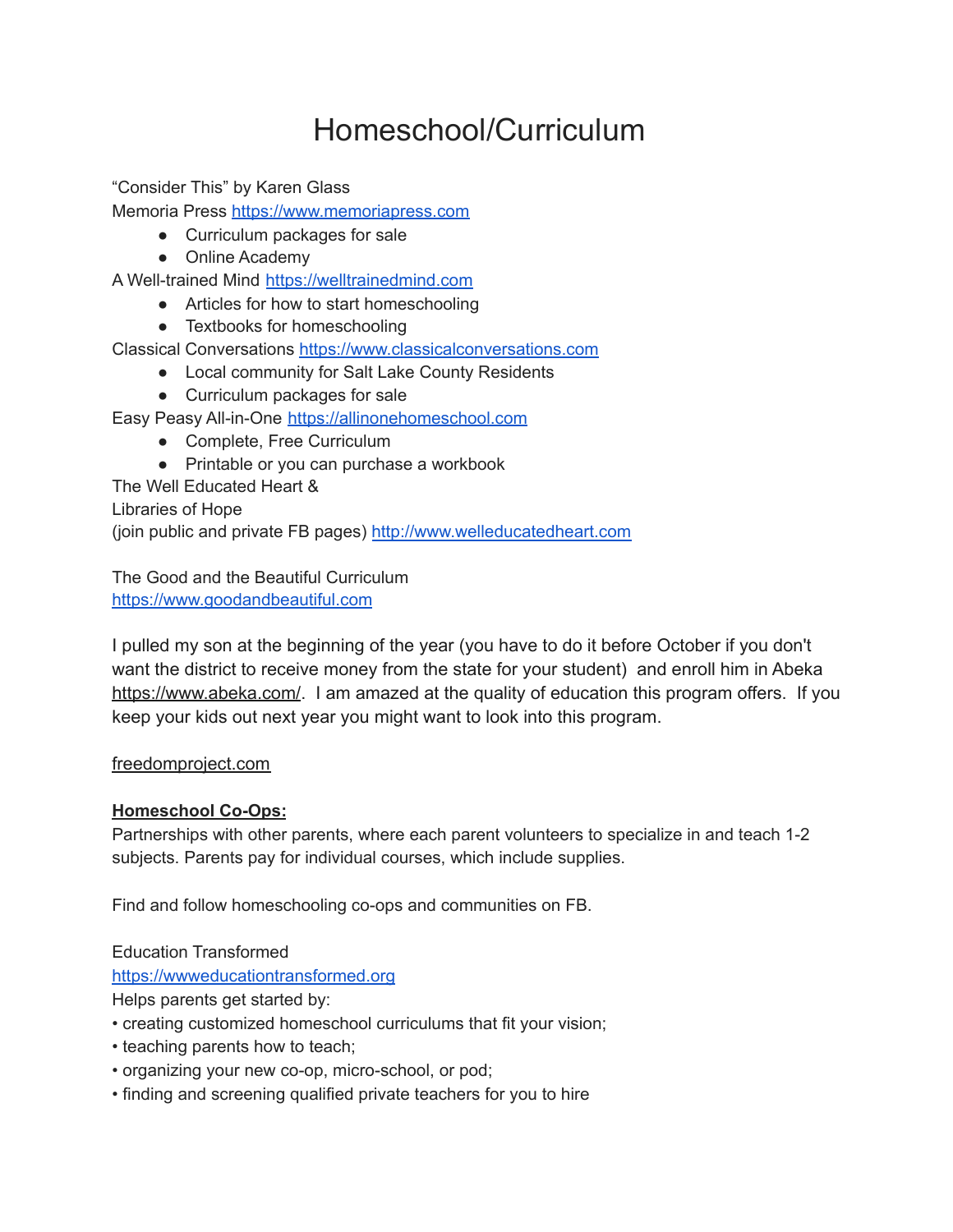# Homeschool/Curriculum

"Consider This" by Karen Glass

Memoria Press https://www.memoriapress.com

- Curriculum packages for sale
- Online Academy

A Well-trained Mind https://welltrainedmind.com

- Articles for how to start homeschooling
- Textbooks for homeschooling

Classical Conversations https://www.classicalconversations.com

- Local community for Salt Lake County Residents
- Curriculum packages for sale

Easy Peasy All-in-One https://allinonehomeschool.com

- Complete, Free Curriculum
- Printable or you can purchase a workbook

The Well Educated Heart &
Libraries of Hope
(join public and private FB pages) http://www.welleducatedheart.com

The Good and the Beautiful Curriculum
https://www.goodandbeautiful.com

I pulled my son at the beginning of the year (you have to do it before October if you don't want the district to receive money from the state for your student) and enroll him in Abeka https://www.abeka.com/. I am amazed at the quality of education this program offers. If you keep your kids out next year you might want to look into this program.

freedomproject.com

**Homeschool Co-Ops:**

Partnerships with other parents, where each parent volunteers to specialize in and teach 1-2 subjects. Parents pay for individual courses, which include supplies.

Find and follow homeschooling co-ops and communities on FB.

Education Transformed
https://wwweducationtransformed.org
Helps parents get started by:

- creating customized homeschool curriculums that fit your vision;
- teaching parents how to teach;
- organizing your new co-op, micro-school, or pod;
- finding and screening qualified private teachers for you to hire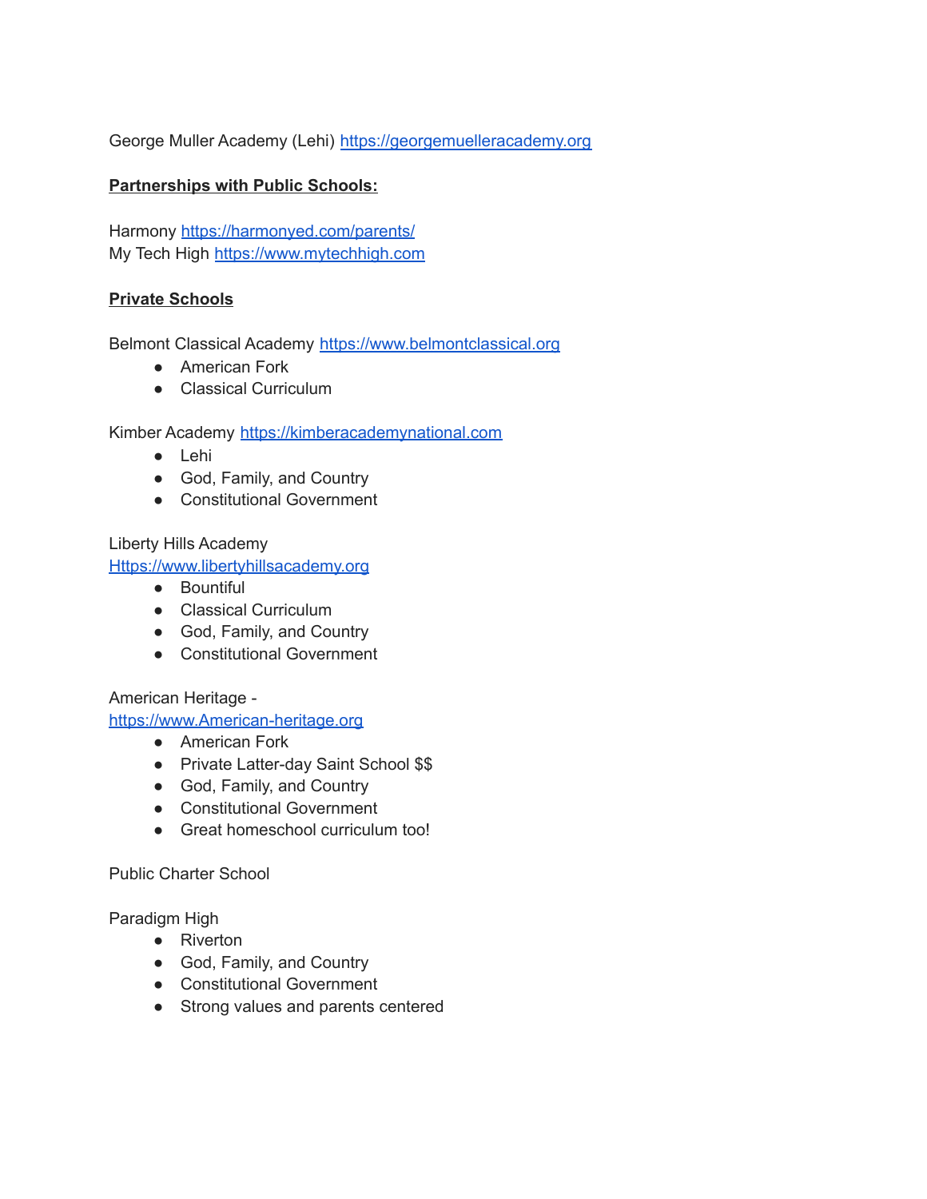George Muller Academy (Lehi) https://georgemuelleracademy.org

**Partnerships with Public Schools:**

Harmony https://harmonyed.com/parents/
My Tech High https://www.mytechhigh.com

**Private Schools**

Belmont Classical Academy https://www.belmontclassical.org

- American Fork
- Classical Curriculum

Kimber Academy https://kimberacademynational.com

- Lehi
- God, Family, and Country
- Constitutional Government

Liberty Hills Academy
Https://www.libertyhillsacademy.org

- Bountiful
- Classical Curriculum
- God, Family, and Country
- Constitutional Government

American Heritage -
https://www.American-heritage.org

- American Fork
- Private Latter-day Saint School $$
- God, Family, and Country
- Constitutional Government
- Great homeschool curriculum too!

Public Charter School

Paradigm High

- Riverton
- God, Family, and Country
- Constitutional Government
- Strong values and parents centered